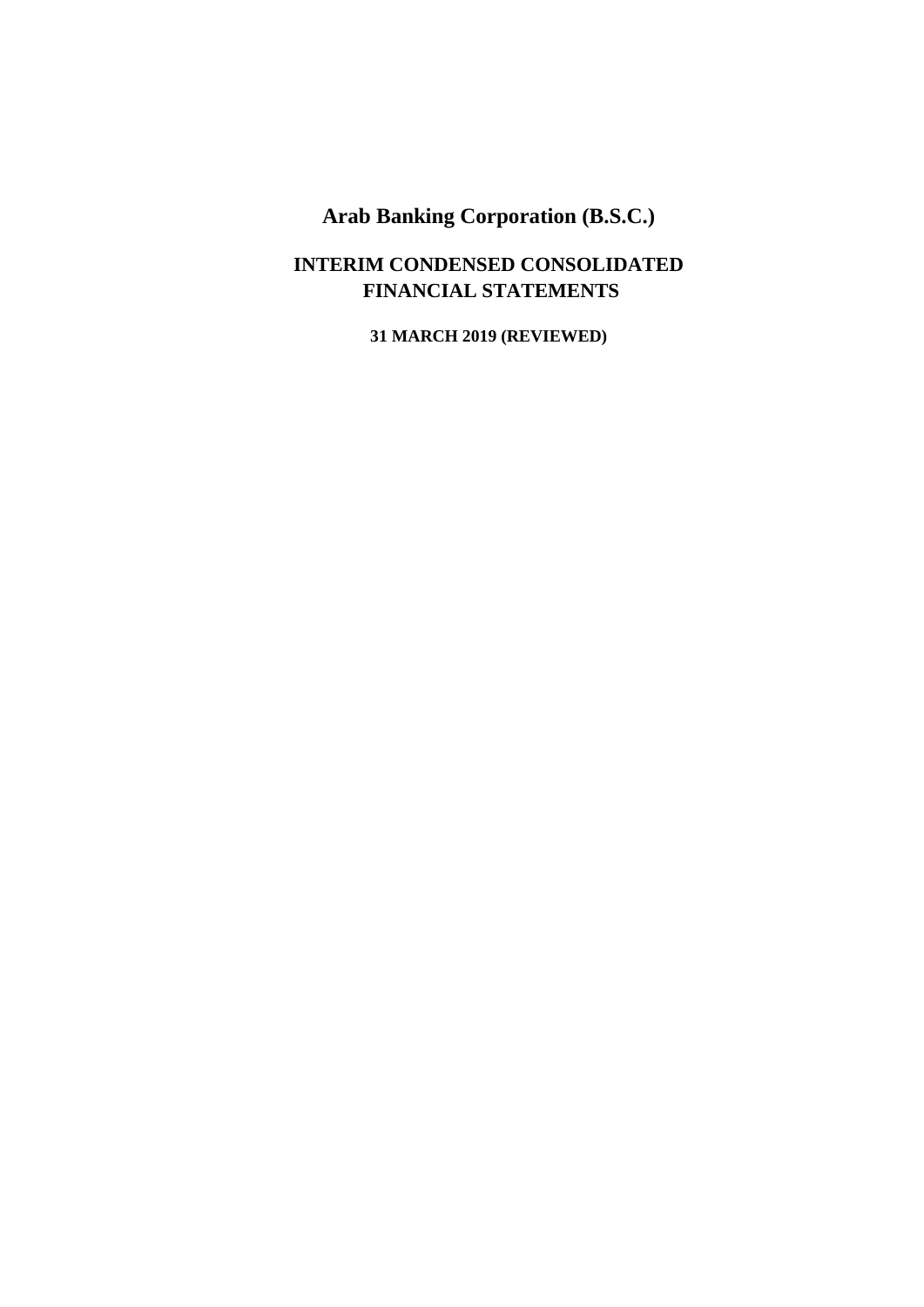# Arab Banking Corporation (B.S.C.)

## INTERIM CONDENSED CONSOLIDATED FINANCIAL STATEMENTS

**31 MARCH 2019 (REVIEWED)**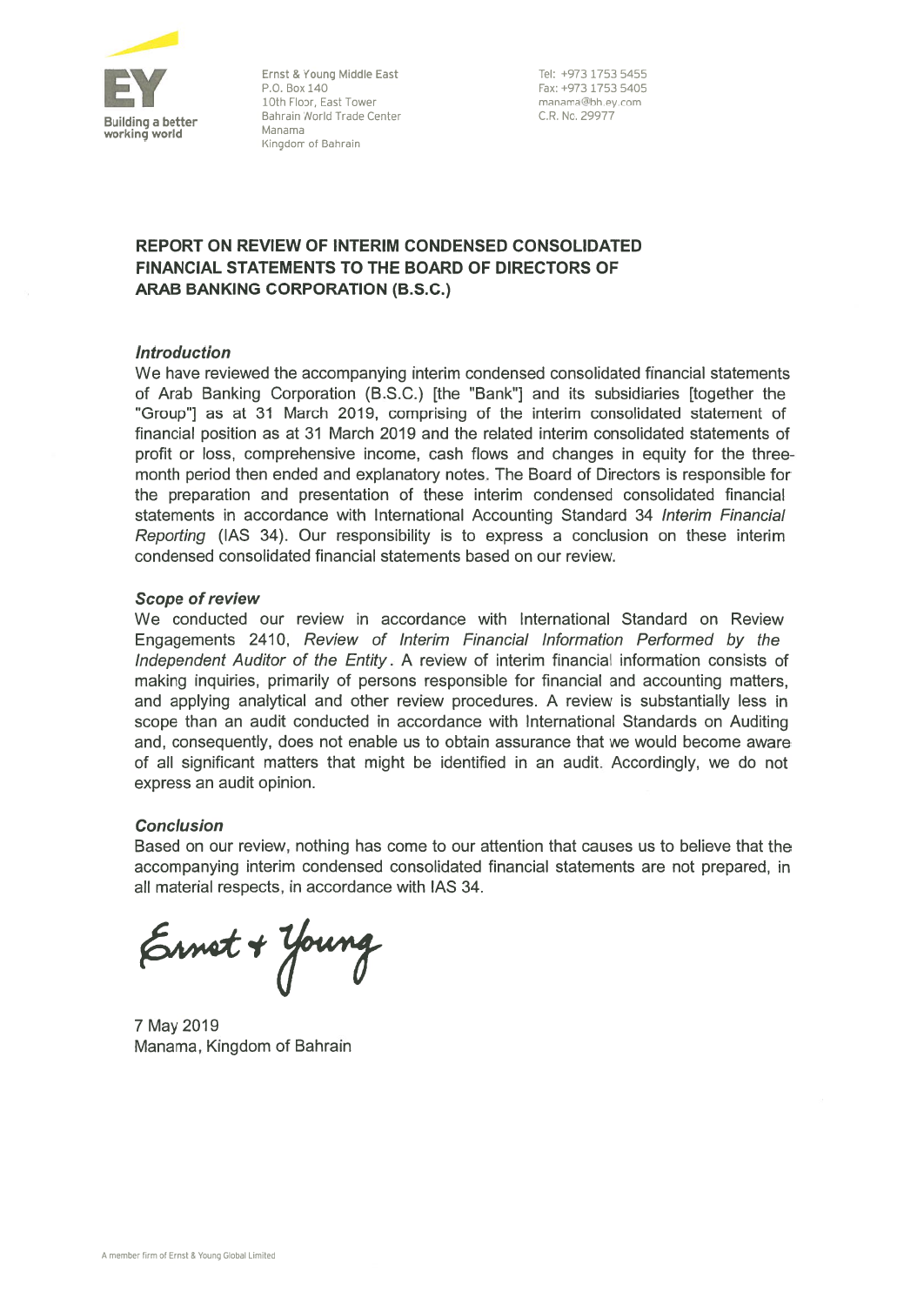Ernst & Young Middle East
P.O. Box 140
10th Floor, East Tower
Bahrain World Trade Center
Manama
Kingdom of Bahrain

Tel: +973 1753 5455
Fax: +973 1753 5405
manama@bh.ey.com
C.R. No. 29977

## REPORT ON REVIEW OF INTERIM CONDENSED CONSOLIDATED FINANCIAL STATEMENTS TO THE BOARD OF DIRECTORS OF ARAB BANKING CORPORATION (B.S.C.)

### *Introduction*

We have reviewed the accompanying interim condensed consolidated financial statements of Arab Banking Corporation (B.S.C.) [the "Bank"] and its subsidiaries [together the "Group"] as at 31 March 2019, comprising of the interim consolidated statement of financial position as at 31 March 2019 and the related interim consolidated statements of profit or loss, comprehensive income, cash flows and changes in equity for the three-month period then ended and explanatory notes. The Board of Directors is responsible for the preparation and presentation of these interim condensed consolidated financial statements in accordance with International Accounting Standard 34 *Interim Financial Reporting* (IAS 34). Our responsibility is to express a conclusion on these interim condensed consolidated financial statements based on our review.

### *Scope of review*

We conducted our review in accordance with International Standard on Review Engagements 2410, *Review of Interim Financial Information Performed by the Independent Auditor of the Entity*. A review of interim financial information consists of making inquiries, primarily of persons responsible for financial and accounting matters, and applying analytical and other review procedures. A review is substantially less in scope than an audit conducted in accordance with International Standards on Auditing and, consequently, does not enable us to obtain assurance that we would become aware of all significant matters that might be identified in an audit. Accordingly, we do not express an audit opinion.

### *Conclusion*

Based on our review, nothing has come to our attention that causes us to believe that the accompanying interim condensed consolidated financial statements are not prepared, in all material respects, in accordance with IAS 34.

Ernst + Young

7 May 2019
Manama, Kingdom of Bahrain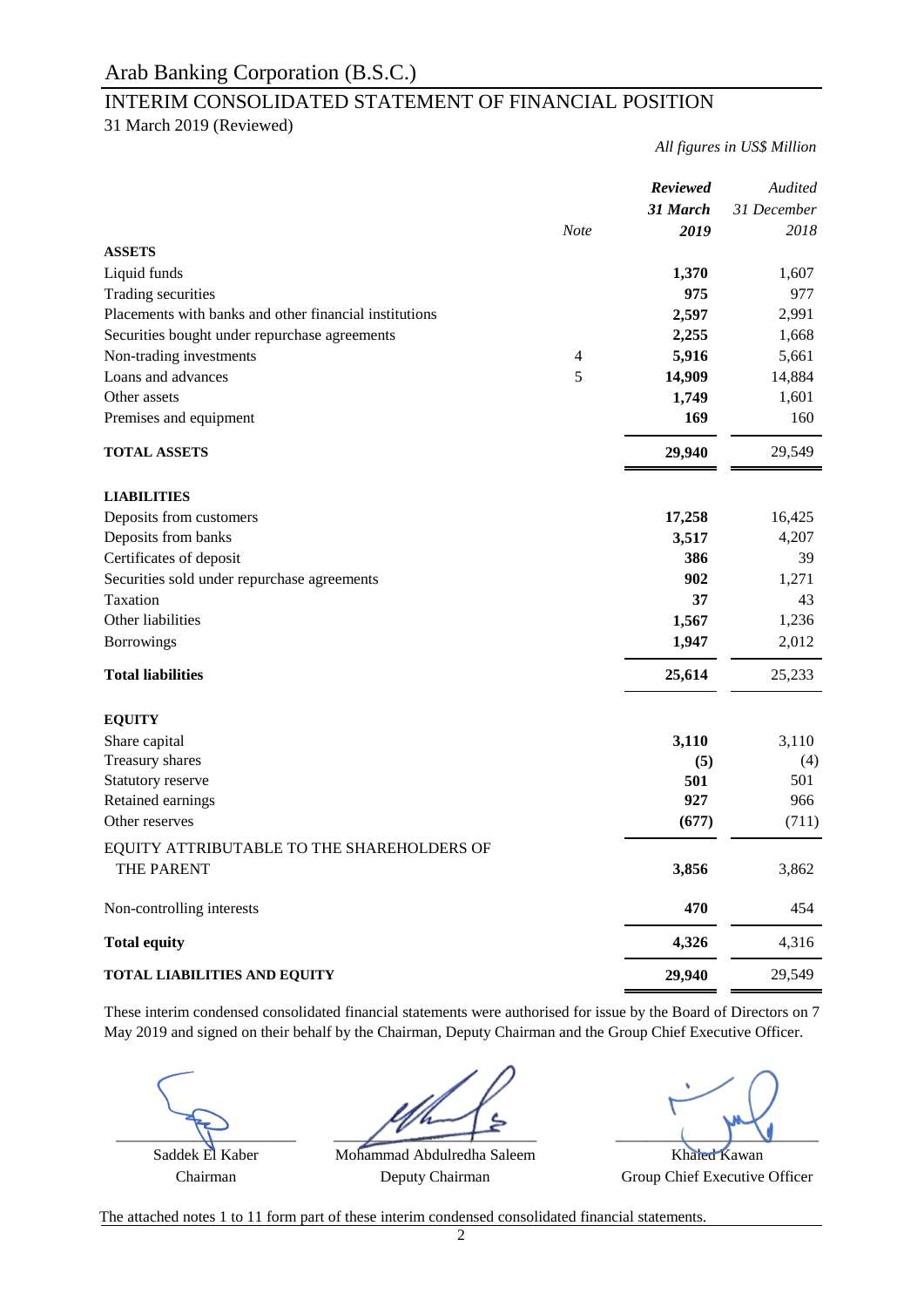# Arab Banking Corporation (B.S.C.)

## INTERIM CONSOLIDATED STATEMENT OF FINANCIAL POSITION

31 March 2019 (Reviewed)

*All figures in US$ Million*

| | *Note* | ***Reviewed 31 March 2019*** | *Audited 31 December 2018* |
|---|---|---|---|
| **ASSETS** | | | |
| Liquid funds | | **1,370** | 1,607 |
| Trading securities | | **975** | 977 |
| Placements with banks and other financial institutions | | **2,597** | 2,991 |
| Securities bought under repurchase agreements | | **2,255** | 1,668 |
| Non-trading investments | 4 | **5,916** | 5,661 |
| Loans and advances | 5 | **14,909** | 14,884 |
| Other assets | | **1,749** | 1,601 |
| Premises and equipment | | **169** | 160 |
| **TOTAL ASSETS** | | **29,940** | 29,549 |
| **LIABILITIES** | | | |
| Deposits from customers | | **17,258** | 16,425 |
| Deposits from banks | | **3,517** | 4,207 |
| Certificates of deposit | | **386** | 39 |
| Securities sold under repurchase agreements | | **902** | 1,271 |
| Taxation | | **37** | 43 |
| Other liabilities | | **1,567** | 1,236 |
| Borrowings | | **1,947** | 2,012 |
| **Total liabilities** | | **25,614** | 25,233 |
| **EQUITY** | | | |
| Share capital | | **3,110** | 3,110 |
| Treasury shares | | **(5)** | (4) |
| Statutory reserve | | **501** | 501 |
| Retained earnings | | **927** | 966 |
| Other reserves | | **(677)** | (711) |
| EQUITY ATTRIBUTABLE TO THE SHAREHOLDERS OF THE PARENT | | **3,856** | 3,862 |
| Non-controlling interests | | **470** | 454 |
| **Total equity** | | **4,326** | 4,316 |
| **TOTAL LIABILITIES AND EQUITY** | | **29,940** | 29,549 |

These interim condensed consolidated financial statements were authorised for issue by the Board of Directors on 7 May 2019 and signed on their behalf by the Chairman, Deputy Chairman and the Group Chief Executive Officer.

| Saddek El Kaber | Mohammad Abdulredha Saleem | Khaled Kawan |
|---|---|---|
| Chairman | Deputy Chairman | Group Chief Executive Officer |

The attached notes 1 to 11 form part of these interim condensed consolidated financial statements.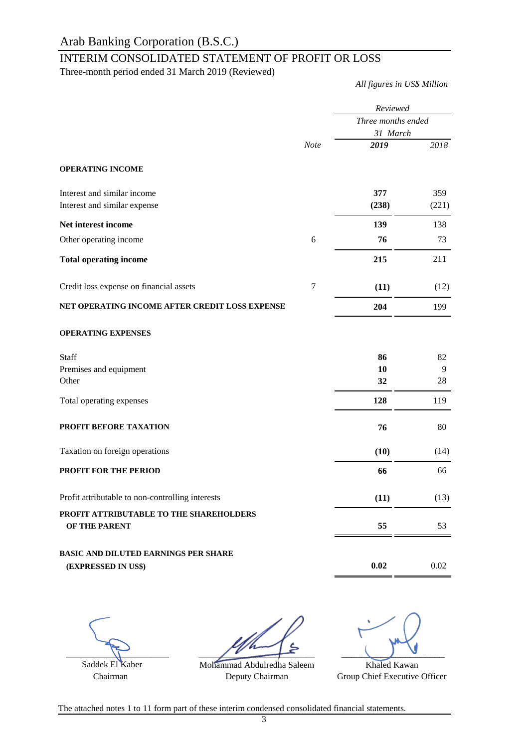# Arab Banking Corporation (B.S.C.)

## INTERIM CONSOLIDATED STATEMENT OF PROFIT OR LOSS

Three-month period ended 31 March 2019 (Reviewed)

*All figures in US$ Million*

| | Note | *Reviewed Three months ended 31 March* **2019** | *2018* |
|---|---|---|---|
| **OPERATING INCOME** | | | |
| Interest and similar income | | **377** | 359 |
| Interest and similar expense | | **(238)** | (221) |
| **Net interest income** | | **139** | 138 |
| Other operating income | 6 | **76** | 73 |
| **Total operating income** | | **215** | 211 |
| Credit loss expense on financial assets | 7 | **(11)** | (12) |
| **NET OPERATING INCOME AFTER CREDIT LOSS EXPENSE** | | **204** | 199 |
| **OPERATING EXPENSES** | | | |
| Staff | | **86** | 82 |
| Premises and equipment | | **10** | 9 |
| Other | | **32** | 28 |
| Total operating expenses | | **128** | 119 |
| **PROFIT BEFORE TAXATION** | | **76** | 80 |
| Taxation on foreign operations | | **(10)** | (14) |
| **PROFIT FOR THE PERIOD** | | **66** | 66 |
| Profit attributable to non-controlling interests | | **(11)** | (13) |
| **PROFIT ATTRIBUTABLE TO THE SHAREHOLDERS OF THE PARENT** | | **55** | 53 |
| **BASIC AND DILUTED EARNINGS PER SHARE (EXPRESSED IN US$)** | | **0.02** | 0.02 |

Saddek El Kaber
Chairman

Mohammad Abdulredha Saleem
Deputy Chairman

Khaled Kawan
Group Chief Executive Officer

The attached notes 1 to 11 form part of these interim condensed consolidated financial statements.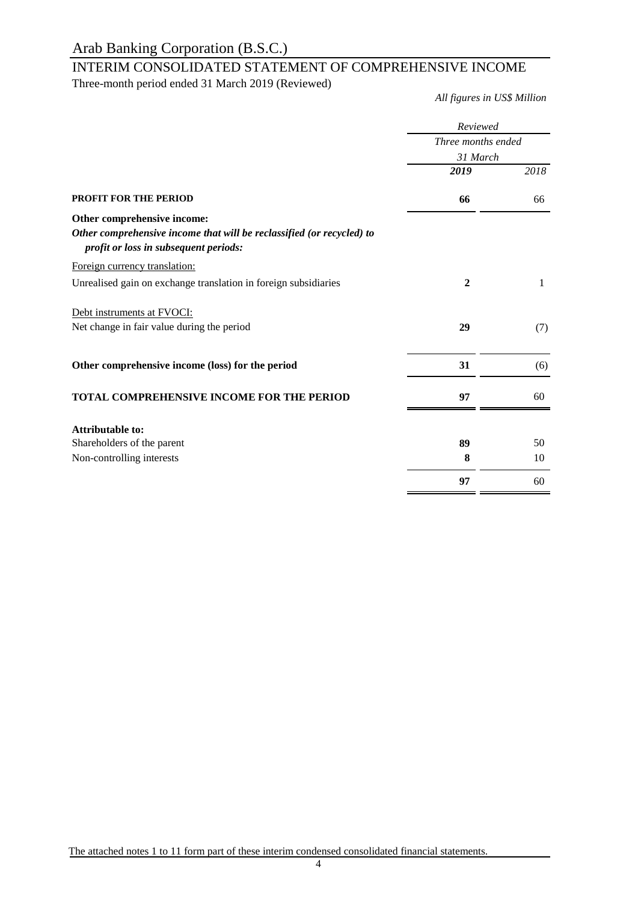# Arab Banking Corporation (B.S.C.)

## INTERIM CONSOLIDATED STATEMENT OF COMPREHENSIVE INCOME

Three-month period ended 31 March 2019 (Reviewed)

*All figures in US$ Million*

| | *Reviewed* | |
|---|---|---|
| | *Three months ended* | |
| | *31 March* | |
| | ***2019*** | *2018* |
| **PROFIT FOR THE PERIOD** | **66** | 66 |
| **Other comprehensive income:** | | |
| ***Other comprehensive income that will be reclassified (or recycled) to profit or loss in subsequent periods:*** | | |
| Foreign currency translation: | | |
| Unrealised gain on exchange translation in foreign subsidiaries | **2** | 1 |
| Debt instruments at FVOCI: | | |
| Net change in fair value during the period | **29** | (7) |
| **Other comprehensive income (loss) for the period** | **31** | (6) |
| **TOTAL COMPREHENSIVE INCOME FOR THE PERIOD** | **97** | 60 |
| **Attributable to:** | | |
| Shareholders of the parent | **89** | 50 |
| Non-controlling interests | **8** | 10 |
| | **97** | 60 |

The attached notes 1 to 11 form part of these interim condensed consolidated financial statements.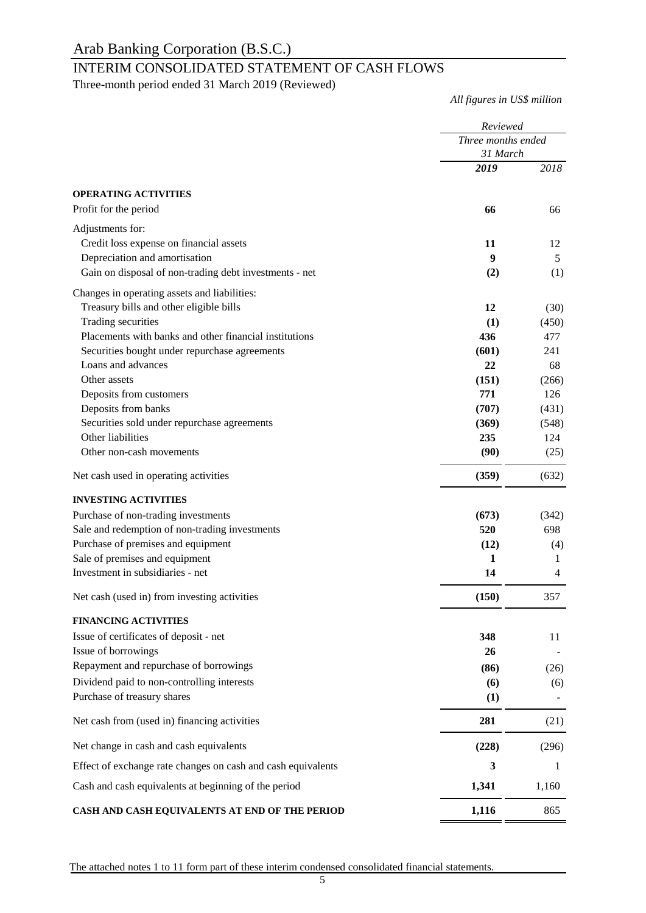# Arab Banking Corporation (B.S.C.)

## INTERIM CONSOLIDATED STATEMENT OF CASH FLOWS

Three-month period ended 31 March 2019 (Reviewed)

*All figures in US$ million*

| | *Reviewed* | |
|---|---|---|
| | *Three months ended 31 March* | |
| | ***2019*** | *2018* |
| **OPERATING ACTIVITIES** | | |
| Profit for the period | **66** | 66 |
| Adjustments for: | | |
| Credit loss expense on financial assets | **11** | 12 |
| Depreciation and amortisation | **9** | 5 |
| Gain on disposal of non-trading debt investments - net | **(2)** | (1) |
| Changes in operating assets and liabilities: | | |
| Treasury bills and other eligible bills | **12** | (30) |
| Trading securities | **(1)** | (450) |
| Placements with banks and other financial institutions | **436** | 477 |
| Securities bought under repurchase agreements | **(601)** | 241 |
| Loans and advances | **22** | 68 |
| Other assets | **(151)** | (266) |
| Deposits from customers | **771** | 126 |
| Deposits from banks | **(707)** | (431) |
| Securities sold under repurchase agreements | **(369)** | (548) |
| Other liabilities | **235** | 124 |
| Other non-cash movements | **(90)** | (25) |
| Net cash used in operating activities | **(359)** | (632) |
| **INVESTING ACTIVITIES** | | |
| Purchase of non-trading investments | **(673)** | (342) |
| Sale and redemption of non-trading investments | **520** | 698 |
| Purchase of premises and equipment | **(12)** | (4) |
| Sale of premises and equipment | **1** | 1 |
| Investment in subsidiaries - net | **14** | 4 |
| Net cash (used in) from investing activities | **(150)** | 357 |
| **FINANCING ACTIVITIES** | | |
| Issue of certificates of deposit - net | **348** | 11 |
| Issue of borrowings | **26** | - |
| Repayment and repurchase of borrowings | **(86)** | (26) |
| Dividend paid to non-controlling interests | **(6)** | (6) |
| Purchase of treasury shares | **(1)** | - |
| Net cash from (used in) financing activities | **281** | (21) |
| Net change in cash and cash equivalents | **(228)** | (296) |
| Effect of exchange rate changes on cash and cash equivalents | **3** | 1 |
| Cash and cash equivalents at beginning of the period | **1,341** | 1,160 |
| **CASH AND CASH EQUIVALENTS AT END OF THE PERIOD** | **1,116** | 865 |

The attached notes 1 to 11 form part of these interim condensed consolidated financial statements.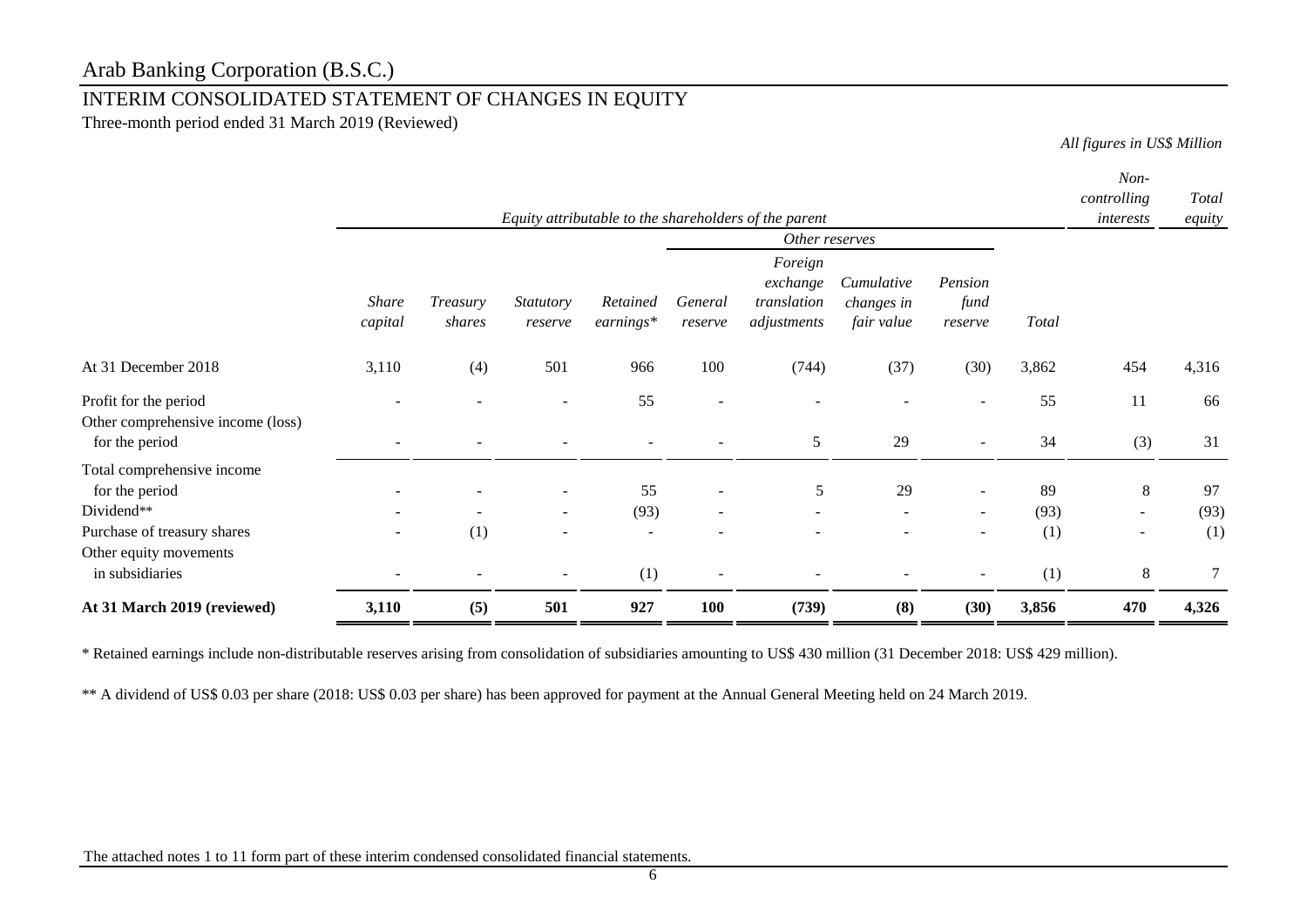# Arab Banking Corporation (B.S.C.)

## INTERIM CONSOLIDATED STATEMENT OF CHANGES IN EQUITY

Three-month period ended 31 March 2019 (Reviewed)

*All figures in US$ Million*

| | *Equity attributable to the shareholders of the parent* | | | | | | | | | *Non-controlling interests* | *Total equity* |
|---|---|---|---|---|---|---|---|---|---|---|---|
| | | | | | *Other reserves* | | | | | | |
| | *Share capital* | *Treasury shares* | *Statutory reserve* | *Retained earnings\** | *General reserve* | *Foreign exchange translation adjustments* | *Cumulative changes in fair value* | *Pension fund reserve* | *Total* | | |
| At 31 December 2018 | 3,110 | (4) | 501 | 966 | 100 | (744) | (37) | (30) | 3,862 | 454 | 4,316 |
| Profit for the period | - | - | - | 55 | - | - | - | - | 55 | 11 | 66 |
| Other comprehensive income (loss) for the period | - | - | - | - | - | 5 | 29 | - | 34 | (3) | 31 |
| Total comprehensive income for the period | - | - | - | 55 | - | 5 | 29 | - | 89 | 8 | 97 |
| Dividend** | - | - | - | (93) | - | - | - | - | (93) | - | (93) |
| Purchase of treasury shares | - | (1) | - | - | - | - | - | - | (1) | - | (1) |
| Other equity movements in subsidiaries | - | - | - | (1) | - | - | - | - | (1) | 8 | 7 |
| **At 31 March 2019 (reviewed)** | **3,110** | **(5)** | **501** | **927** | **100** | **(739)** | **(8)** | **(30)** | **3,856** | **470** | **4,326** |

\* Retained earnings include non-distributable reserves arising from consolidation of subsidiaries amounting to US$ 430 million (31 December 2018: US$ 429 million).

** A dividend of US$ 0.03 per share (2018: US$ 0.03 per share) has been approved for payment at the Annual General Meeting held on 24 March 2019.

The attached notes 1 to 11 form part of these interim condensed consolidated financial statements.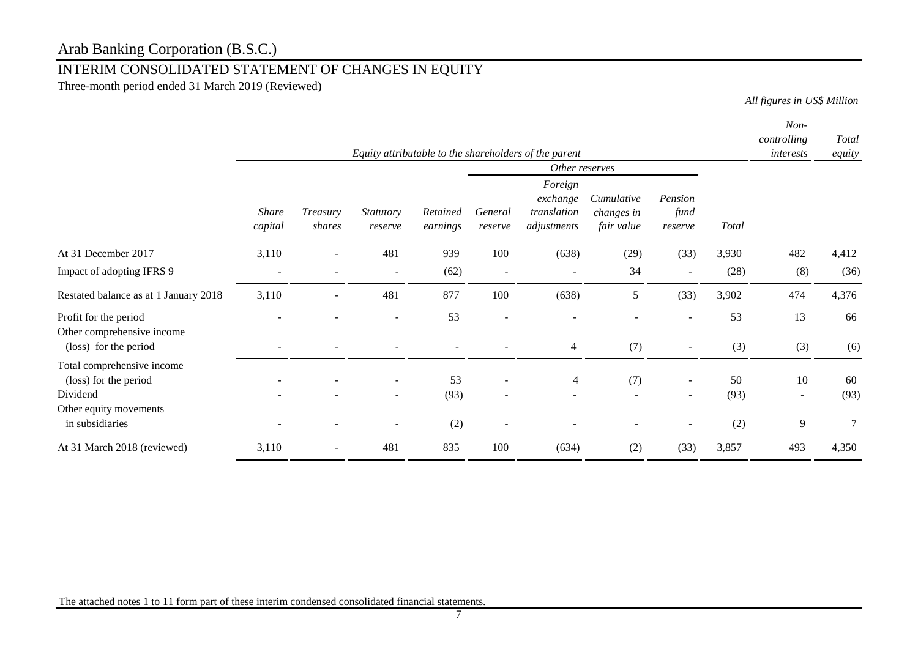# Arab Banking Corporation (B.S.C.)

## INTERIM CONSOLIDATED STATEMENT OF CHANGES IN EQUITY

Three-month period ended 31 March 2019 (Reviewed)

*All figures in US$ Million*

| | *Equity attributable to the shareholders of the parent* | | | | | | | | | *Non-controlling interests* | *Total equity* |
|---|---|---|---|---|---|---|---|---|---|---|---|
| | | | | | *Other reserves* | | | | | | |
| | *Share capital* | *Treasury shares* | *Statutory reserve* | *Retained earnings* | *General reserve* | *Foreign exchange translation adjustments* | *Cumulative changes in fair value* | *Pension fund reserve* | *Total* | | |
| At 31 December 2017 | 3,110 | - | 481 | 939 | 100 | (638) | (29) | (33) | 3,930 | 482 | 4,412 |
| Impact of adopting IFRS 9 | - | - | - | (62) | - | - | 34 | - | (28) | (8) | (36) |
| Restated balance as at 1 January 2018 | 3,110 | - | 481 | 877 | 100 | (638) | 5 | (33) | 3,902 | 474 | 4,376 |
| Profit for the period | - | - | - | 53 | - | - | - | - | 53 | 13 | 66 |
| Other comprehensive income (loss) for the period | - | - | - | - | - | 4 | (7) | - | (3) | (3) | (6) |
| Total comprehensive income (loss) for the period | - | - | - | 53 | - | 4 | (7) | - | 50 | 10 | 60 |
| Dividend | - | - | - | (93) | - | - | - | - | (93) | - | (93) |
| Other equity movements in subsidiaries | - | - | - | (2) | - | - | - | - | (2) | 9 | 7 |
| At 31 March 2018 (reviewed) | 3,110 | - | 481 | 835 | 100 | (634) | (2) | (33) | 3,857 | 493 | 4,350 |

The attached notes 1 to 11 form part of these interim condensed consolidated financial statements.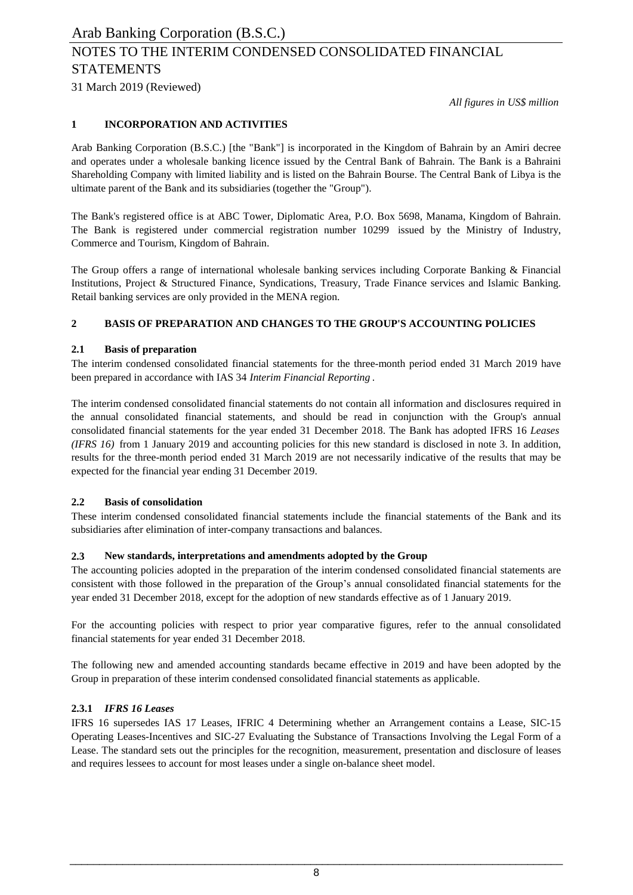*All figures in US$ million*

## 1 INCORPORATION AND ACTIVITIES

Arab Banking Corporation (B.S.C.) [the "Bank"] is incorporated in the Kingdom of Bahrain by an Amiri decree and operates under a wholesale banking licence issued by the Central Bank of Bahrain. The Bank is a Bahraini Shareholding Company with limited liability and is listed on the Bahrain Bourse. The Central Bank of Libya is the ultimate parent of the Bank and its subsidiaries (together the "Group").

The Bank's registered office is at ABC Tower, Diplomatic Area, P.O. Box 5698, Manama, Kingdom of Bahrain. The Bank is registered under commercial registration number 10299 issued by the Ministry of Industry, Commerce and Tourism, Kingdom of Bahrain.

The Group offers a range of international wholesale banking services including Corporate Banking & Financial Institutions, Project & Structured Finance, Syndications, Treasury, Trade Finance services and Islamic Banking. Retail banking services are only provided in the MENA region.

## 2 BASIS OF PREPARATION AND CHANGES TO THE GROUP'S ACCOUNTING POLICIES

### 2.1 Basis of preparation

The interim condensed consolidated financial statements for the three-month period ended 31 March 2019 have been prepared in accordance with IAS 34 *Interim Financial Reporting* .

The interim condensed consolidated financial statements do not contain all information and disclosures required in the annual consolidated financial statements, and should be read in conjunction with the Group's annual consolidated financial statements for the year ended 31 December 2018. The Bank has adopted IFRS 16 *Leases (IFRS 16)* from 1 January 2019 and accounting policies for this new standard is disclosed in note 3. In addition, results for the three-month period ended 31 March 2019 are not necessarily indicative of the results that may be expected for the financial year ending 31 December 2019.

### 2.2 Basis of consolidation

These interim condensed consolidated financial statements include the financial statements of the Bank and its subsidiaries after elimination of inter-company transactions and balances.

### 2.3 New standards, interpretations and amendments adopted by the Group

The accounting policies adopted in the preparation of the interim condensed consolidated financial statements are consistent with those followed in the preparation of the Group's annual consolidated financial statements for the year ended 31 December 2018, except for the adoption of new standards effective as of 1 January 2019.

For the accounting policies with respect to prior year comparative figures, refer to the annual consolidated financial statements for year ended 31 December 2018.

The following new and amended accounting standards became effective in 2019 and have been adopted by the Group in preparation of these interim condensed consolidated financial statements as applicable.

#### 2.3.1 *IFRS 16 Leases*

IFRS 16 supersedes IAS 17 Leases, IFRIC 4 Determining whether an Arrangement contains a Lease, SIC-15 Operating Leases-Incentives and SIC-27 Evaluating the Substance of Transactions Involving the Legal Form of a Lease. The standard sets out the principles for the recognition, measurement, presentation and disclosure of leases and requires lessees to account for most leases under a single on-balance sheet model.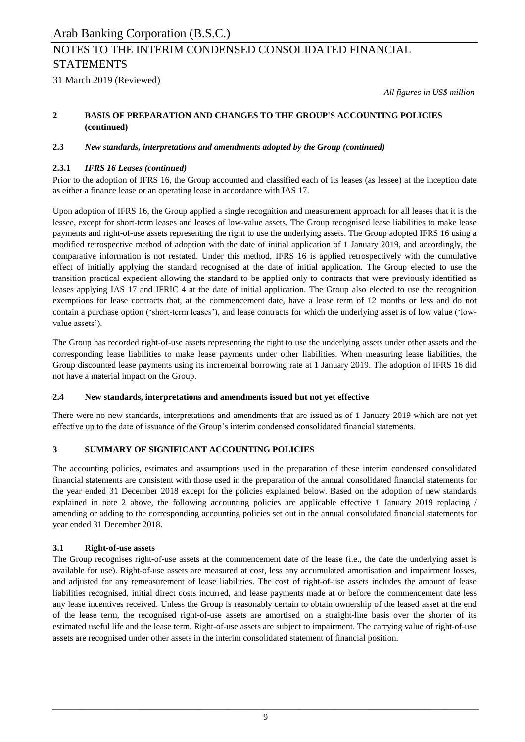## 2 BASIS OF PREPARATION AND CHANGES TO THE GROUP'S ACCOUNTING POLICIES (continued)

### 2.3 *New standards, interpretations and amendments adopted by the Group (continued)*

#### 2.3.1 *IFRS 16 Leases (continued)*

Prior to the adoption of IFRS 16, the Group accounted and classified each of its leases (as lessee) at the inception date as either a finance lease or an operating lease in accordance with IAS 17.

Upon adoption of IFRS 16, the Group applied a single recognition and measurement approach for all leases that it is the lessee, except for short-term leases and leases of low-value assets. The Group recognised lease liabilities to make lease payments and right-of-use assets representing the right to use the underlying assets. The Group adopted IFRS 16 using a modified retrospective method of adoption with the date of initial application of 1 January 2019, and accordingly, the comparative information is not restated. Under this method, IFRS 16 is applied retrospectively with the cumulative effect of initially applying the standard recognised at the date of initial application. The Group elected to use the transition practical expedient allowing the standard to be applied only to contracts that were previously identified as leases applying IAS 17 and IFRIC 4 at the date of initial application. The Group also elected to use the recognition exemptions for lease contracts that, at the commencement date, have a lease term of 12 months or less and do not contain a purchase option ('short-term leases'), and lease contracts for which the underlying asset is of low value ('low-value assets').

The Group has recorded right-of-use assets representing the right to use the underlying assets under other assets and the corresponding lease liabilities to make lease payments under other liabilities. When measuring lease liabilities, the Group discounted lease payments using its incremental borrowing rate at 1 January 2019. The adoption of IFRS 16 did not have a material impact on the Group.

### 2.4 New standards, interpretations and amendments issued but not yet effective

There were no new standards, interpretations and amendments that are issued as of 1 January 2019 which are not yet effective up to the date of issuance of the Group's interim condensed consolidated financial statements.

## 3 SUMMARY OF SIGNIFICANT ACCOUNTING POLICIES

The accounting policies, estimates and assumptions used in the preparation of these interim condensed consolidated financial statements are consistent with those used in the preparation of the annual consolidated financial statements for the year ended 31 December 2018 except for the policies explained below. Based on the adoption of new standards explained in note 2 above, the following accounting policies are applicable effective 1 January 2019 replacing / amending or adding to the corresponding accounting policies set out in the annual consolidated financial statements for year ended 31 December 2018.

### 3.1 Right-of-use assets

The Group recognises right-of-use assets at the commencement date of the lease (i.e., the date the underlying asset is available for use). Right-of-use assets are measured at cost, less any accumulated amortisation and impairment losses, and adjusted for any remeasurement of lease liabilities. The cost of right-of-use assets includes the amount of lease liabilities recognised, initial direct costs incurred, and lease payments made at or before the commencement date less any lease incentives received. Unless the Group is reasonably certain to obtain ownership of the leased asset at the end of the lease term, the recognised right-of-use assets are amortised on a straight-line basis over the shorter of its estimated useful life and the lease term. Right-of-use assets are subject to impairment. The carrying value of right-of-use assets are recognised under other assets in the interim consolidated statement of financial position.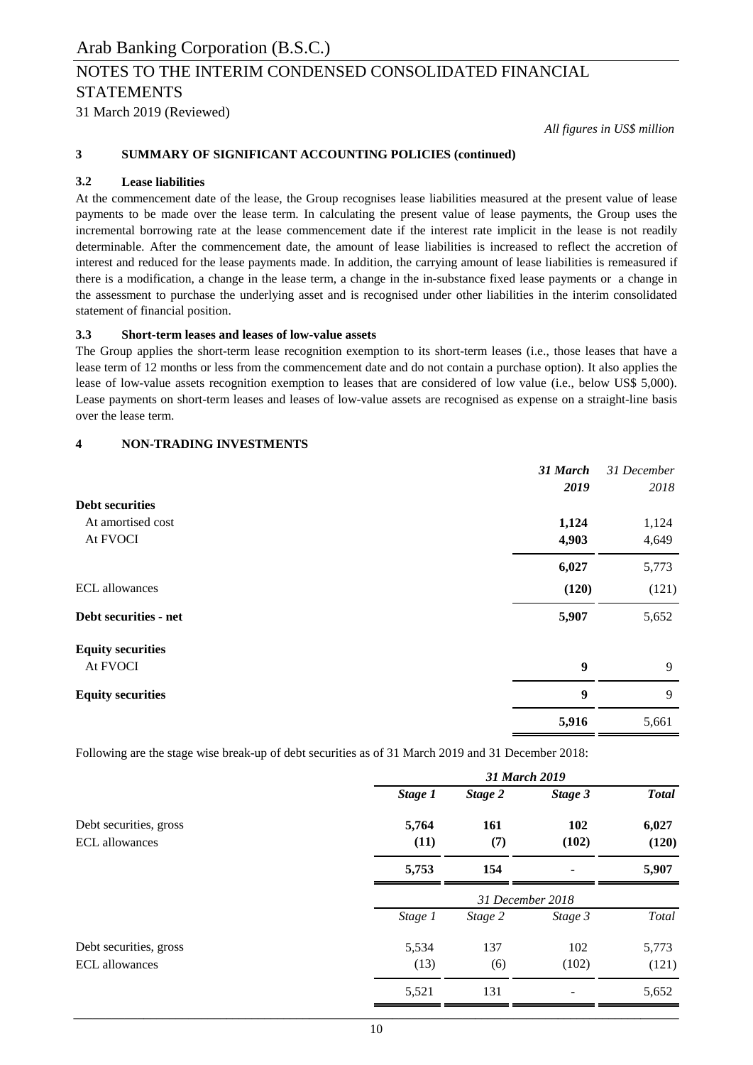# Arab Banking Corporation (B.S.C.)

## NOTES TO THE INTERIM CONDENSED CONSOLIDATED FINANCIAL STATEMENTS

31 March 2019 (Reviewed)

*All figures in US$ million*

### 3 SUMMARY OF SIGNIFICANT ACCOUNTING POLICIES (continued)

#### 3.2 Lease liabilities

At the commencement date of the lease, the Group recognises lease liabilities measured at the present value of lease payments to be made over the lease term. In calculating the present value of lease payments, the Group uses the incremental borrowing rate at the lease commencement date if the interest rate implicit in the lease is not readily determinable. After the commencement date, the amount of lease liabilities is increased to reflect the accretion of interest and reduced for the lease payments made. In addition, the carrying amount of lease liabilities is remeasured if there is a modification, a change in the lease term, a change in the in-substance fixed lease payments or a change in the assessment to purchase the underlying asset and is recognised under other liabilities in the interim consolidated statement of financial position.

#### 3.3 Short-term leases and leases of low-value assets

The Group applies the short-term lease recognition exemption to its short-term leases (i.e., those leases that have a lease term of 12 months or less from the commencement date and do not contain a purchase option). It also applies the lease of low-value assets recognition exemption to leases that are considered of low value (i.e., below US$ 5,000). Lease payments on short-term leases and leases of low-value assets are recognised as expense on a straight-line basis over the lease term.

### 4 NON-TRADING INVESTMENTS

| | ***31 March 2019*** | *31 December 2018* |
|---|---|---|
| **Debt securities** | | |
| At amortised cost | **1,124** | 1,124 |
| At FVOCI | **4,903** | 4,649 |
| | **6,027** | 5,773 |
| ECL allowances | **(120)** | (121) |
| **Debt securities - net** | **5,907** | 5,652 |
| **Equity securities** | | |
| At FVOCI | **9** | 9 |
| **Equity securities** | **9** | 9 |
| | **5,916** | 5,661 |

Following are the stage wise break-up of debt securities as of 31 March 2019 and 31 December 2018:

| | ***31 March 2019*** | | | |
|---|---|---|---|---|
| | ***Stage 1*** | ***Stage 2*** | ***Stage 3*** | ***Total*** |
| Debt securities, gross | **5,764** | **161** | **102** | **6,027** |
| ECL allowances | **(11)** | **(7)** | **(102)** | **(120)** |
| | **5,753** | **154** | **-** | **5,907** |

| | *31 December 2018* | | | |
|---|---|---|---|---|
| | *Stage 1* | *Stage 2* | *Stage 3* | *Total* |
| Debt securities, gross | 5,534 | 137 | 102 | 5,773 |
| ECL allowances | (13) | (6) | (102) | (121) |
| | 5,521 | 131 | - | 5,652 |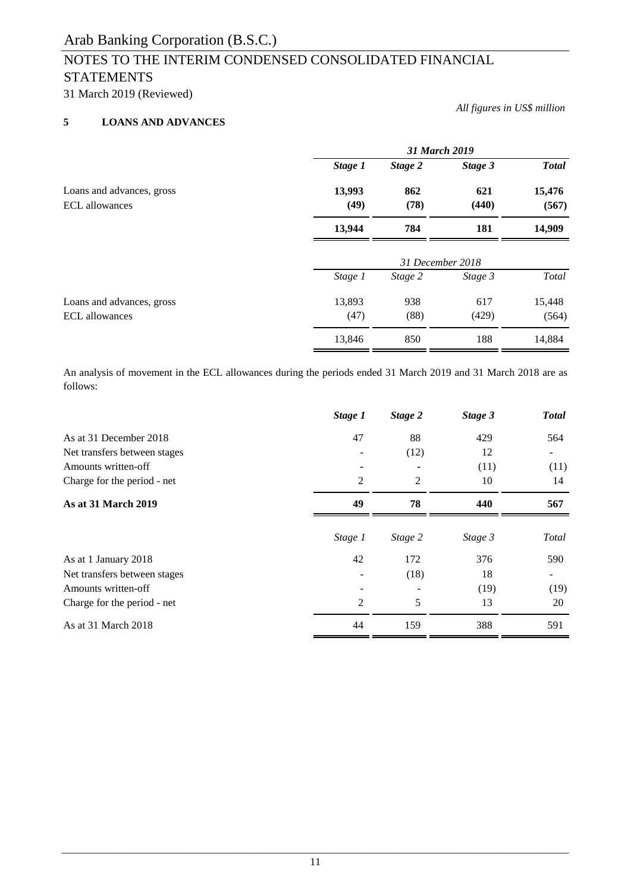# Arab Banking Corporation (B.S.C.)

## NOTES TO THE INTERIM CONDENSED CONSOLIDATED FINANCIAL STATEMENTS

31 March 2019 (Reviewed)

*All figures in US$ million*

### 5 LOANS AND ADVANCES

| | ***31 March 2019*** | | | |
|---|---|---|---|---|
| | ***Stage 1*** | ***Stage 2*** | ***Stage 3*** | ***Total*** |
| Loans and advances, gross | **13,993** | **862** | **621** | **15,476** |
| ECL allowances | **(49)** | **(78)** | **(440)** | **(567)** |
| | **13,944** | **784** | **181** | **14,909** |

| | *31 December 2018* | | | |
|---|---|---|---|---|
| | *Stage 1* | *Stage 2* | *Stage 3* | *Total* |
| Loans and advances, gross | 13,893 | 938 | 617 | 15,448 |
| ECL allowances | (47) | (88) | (429) | (564) |
| | 13,846 | 850 | 188 | 14,884 |

An analysis of movement in the ECL allowances during the periods ended 31 March 2019 and 31 March 2018 are as follows:

| | ***Stage 1*** | ***Stage 2*** | ***Stage 3*** | ***Total*** |
|---|---|---|---|---|
| As at 31 December 2018 | 47 | 88 | 429 | 564 |
| Net transfers between stages | - | (12) | 12 | - |
| Amounts written-off | - | - | (11) | (11) |
| Charge for the period - net | 2 | 2 | 10 | 14 |
| **As at 31 March 2019** | **49** | **78** | **440** | **567** |

| | *Stage 1* | *Stage 2* | *Stage 3* | *Total* |
|---|---|---|---|---|
| As at 1 January 2018 | 42 | 172 | 376 | 590 |
| Net transfers between stages | - | (18) | 18 | - |
| Amounts written-off | - | - | (19) | (19) |
| Charge for the period - net | 2 | 5 | 13 | 20 |
| As at 31 March 2018 | 44 | 159 | 388 | 591 |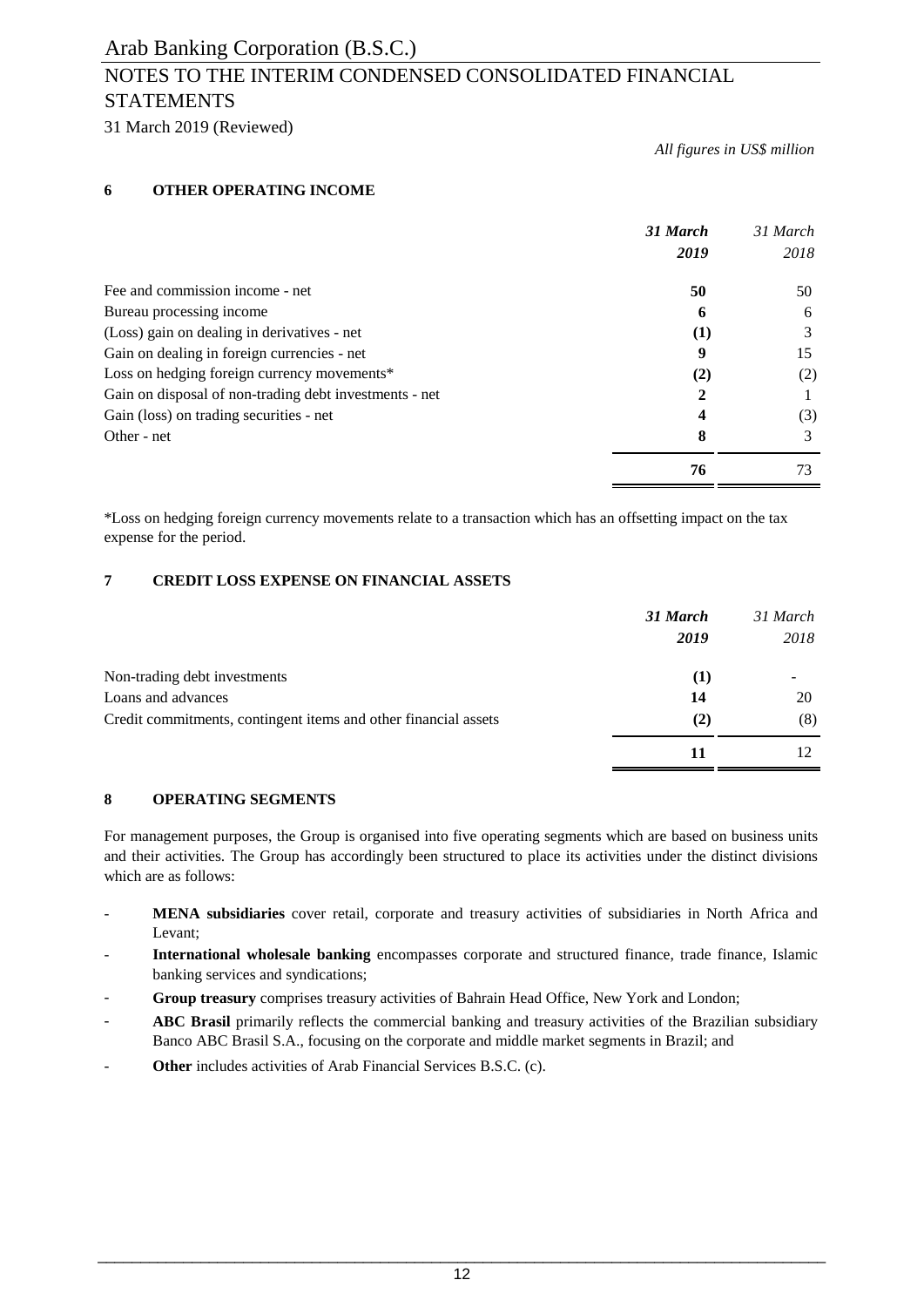*All figures in US$ million*

## 6 OTHER OPERATING INCOME

| | ***31 March 2019*** | *31 March 2018* |
|---|---|---|
| Fee and commission income - net | **50** | 50 |
| Bureau processing income | **6** | 6 |
| (Loss) gain on dealing in derivatives - net | **(1)** | 3 |
| Gain on dealing in foreign currencies - net | **9** | 15 |
| Loss on hedging foreign currency movements* | **(2)** | (2) |
| Gain on disposal of non-trading debt investments - net | **2** | 1 |
| Gain (loss) on trading securities - net | **4** | (3) |
| Other - net | **8** | 3 |
| | **76** | 73 |

*Loss on hedging foreign currency movements relate to a transaction which has an offsetting impact on the tax expense for the period.

## 7 CREDIT LOSS EXPENSE ON FINANCIAL ASSETS

| | ***31 March 2019*** | *31 March 2018* |
|---|---|---|
| Non-trading debt investments | **(1)** | - |
| Loans and advances | **14** | 20 |
| Credit commitments, contingent items and other financial assets | **(2)** | (8) |
| | **11** | 12 |

## 8 OPERATING SEGMENTS

For management purposes, the Group is organised into five operating segments which are based on business units and their activities. The Group has accordingly been structured to place its activities under the distinct divisions which are as follows:

- **MENA subsidiaries** cover retail, corporate and treasury activities of subsidiaries in North Africa and Levant;
- **International wholesale banking** encompasses corporate and structured finance, trade finance, Islamic banking services and syndications;
- **Group treasury** comprises treasury activities of Bahrain Head Office, New York and London;
- **ABC Brasil** primarily reflects the commercial banking and treasury activities of the Brazilian subsidiary Banco ABC Brasil S.A., focusing on the corporate and middle market segments in Brazil; and
- **Other** includes activities of Arab Financial Services B.S.C. (c).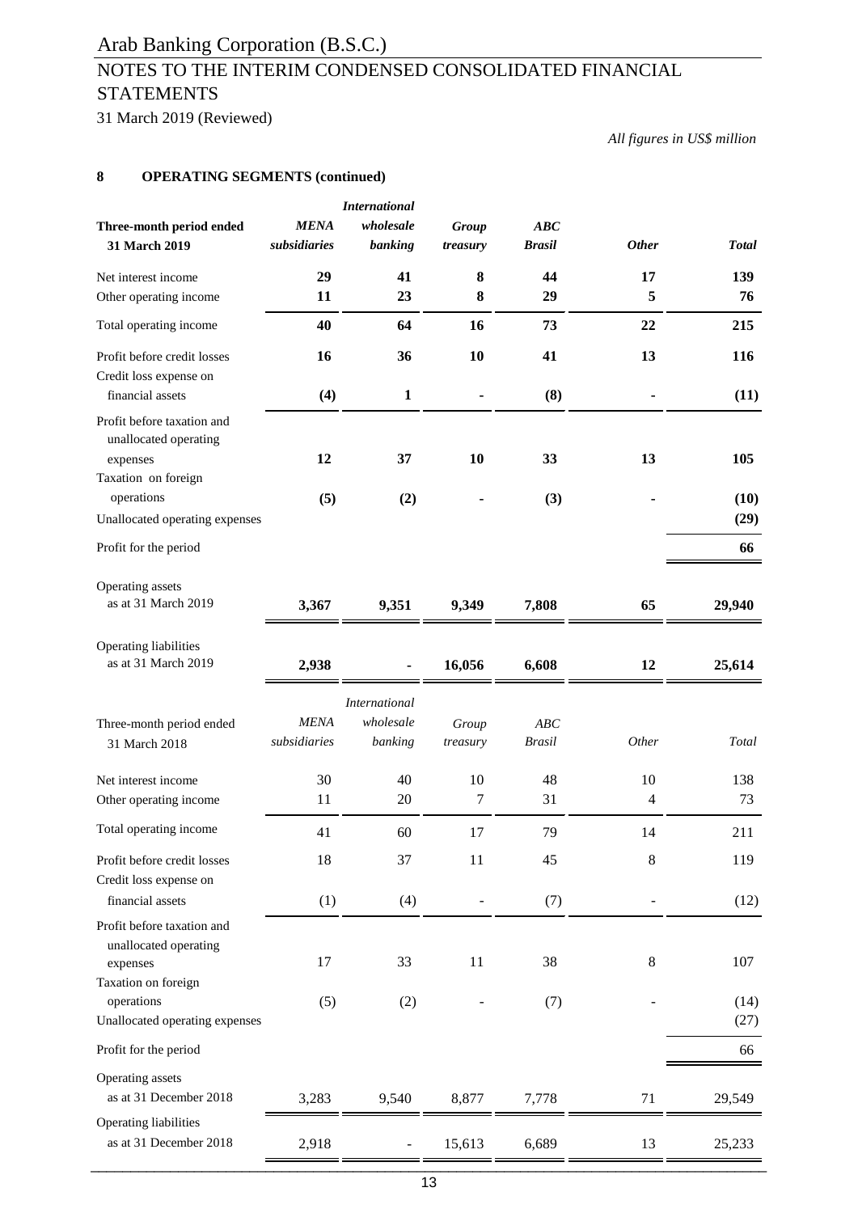*All figures in US$ million*

## 8 OPERATING SEGMENTS (continued)

| **Three-month period ended 31 March 2019** | ***MENA subsidiaries*** | ***International wholesale banking*** | ***Group treasury*** | ***ABC Brasil*** | ***Other*** | ***Total*** |
|---|---|---|---|---|---|---|
| Net interest income | **29** | **41** | **8** | **44** | **17** | **139** |
| Other operating income | **11** | **23** | **8** | **29** | **5** | **76** |
| Total operating income | **40** | **64** | **16** | **73** | **22** | **215** |
| Profit before credit losses | **16** | **36** | **10** | **41** | **13** | **116** |
| Credit loss expense on financial assets | **(4)** | **1** | **-** | **(8)** | **-** | **(11)** |
| Profit before taxation and unallocated operating expenses | **12** | **37** | **10** | **33** | **13** | **105** |
| Taxation on foreign operations | **(5)** | **(2)** | **-** | **(3)** | **-** | **(10)** |
| Unallocated operating expenses | | | | | | **(29)** |
| Profit for the period | | | | | | **66** |
| Operating assets as at 31 March 2019 | **3,367** | **9,351** | **9,349** | **7,808** | **65** | **29,940** |
| Operating liabilities as at 31 March 2019 | **2,938** | **-** | **16,056** | **6,608** | **12** | **25,614** |

| Three-month period ended 31 March 2018 | *MENA subsidiaries* | *International wholesale banking* | *Group treasury* | *ABC Brasil* | *Other* | *Total* |
|---|---|---|---|---|---|---|
| Net interest income | 30 | 40 | 10 | 48 | 10 | 138 |
| Other operating income | 11 | 20 | 7 | 31 | 4 | 73 |
| Total operating income | 41 | 60 | 17 | 79 | 14 | 211 |
| Profit before credit losses | 18 | 37 | 11 | 45 | 8 | 119 |
| Credit loss expense on financial assets | (1) | (4) | - | (7) | - | (12) |
| Profit before taxation and unallocated operating expenses | 17 | 33 | 11 | 38 | 8 | 107 |
| Taxation on foreign operations | (5) | (2) | - | (7) | - | (14) |
| Unallocated operating expenses | | | | | | (27) |
| Profit for the period | | | | | | 66 |
| Operating assets as at 31 December 2018 | 3,283 | 9,540 | 8,877 | 7,778 | 71 | 29,549 |
| Operating liabilities as at 31 December 2018 | 2,918 | - | 15,613 | 6,689 | 13 | 25,233 |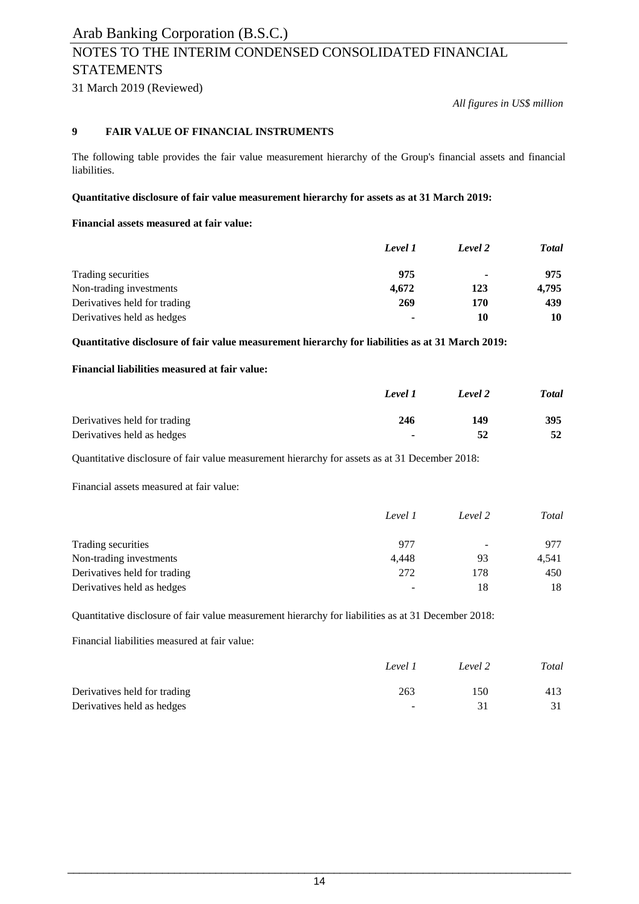*All figures in US$ million*

## 9 FAIR VALUE OF FINANCIAL INSTRUMENTS

The following table provides the fair value measurement hierarchy of the Group's financial assets and financial liabilities.

**Quantitative disclosure of fair value measurement hierarchy for assets as at 31 March 2019:**

**Financial assets measured at fair value:**

| | ***Level 1*** | ***Level 2*** | ***Total*** |
|---|---|---|---|
| Trading securities | **975** | **-** | **975** |
| Non-trading investments | **4,672** | **123** | **4,795** |
| Derivatives held for trading | **269** | **170** | **439** |
| Derivatives held as hedges | **-** | **10** | **10** |

**Quantitative disclosure of fair value measurement hierarchy for liabilities as at 31 March 2019:**

**Financial liabilities measured at fair value:**

| | ***Level 1*** | ***Level 2*** | ***Total*** |
|---|---|---|---|
| Derivatives held for trading | **246** | **149** | **395** |
| Derivatives held as hedges | **-** | **52** | **52** |

Quantitative disclosure of fair value measurement hierarchy for assets as at 31 December 2018:

Financial assets measured at fair value:

| | *Level 1* | *Level 2* | *Total* |
|---|---|---|---|
| Trading securities | 977 | - | 977 |
| Non-trading investments | 4,448 | 93 | 4,541 |
| Derivatives held for trading | 272 | 178 | 450 |
| Derivatives held as hedges | - | 18 | 18 |

Quantitative disclosure of fair value measurement hierarchy for liabilities as at 31 December 2018:

Financial liabilities measured at fair value:

| | *Level 1* | *Level 2* | *Total* |
|---|---|---|---|
| Derivatives held for trading | 263 | 150 | 413 |
| Derivatives held as hedges | - | 31 | 31 |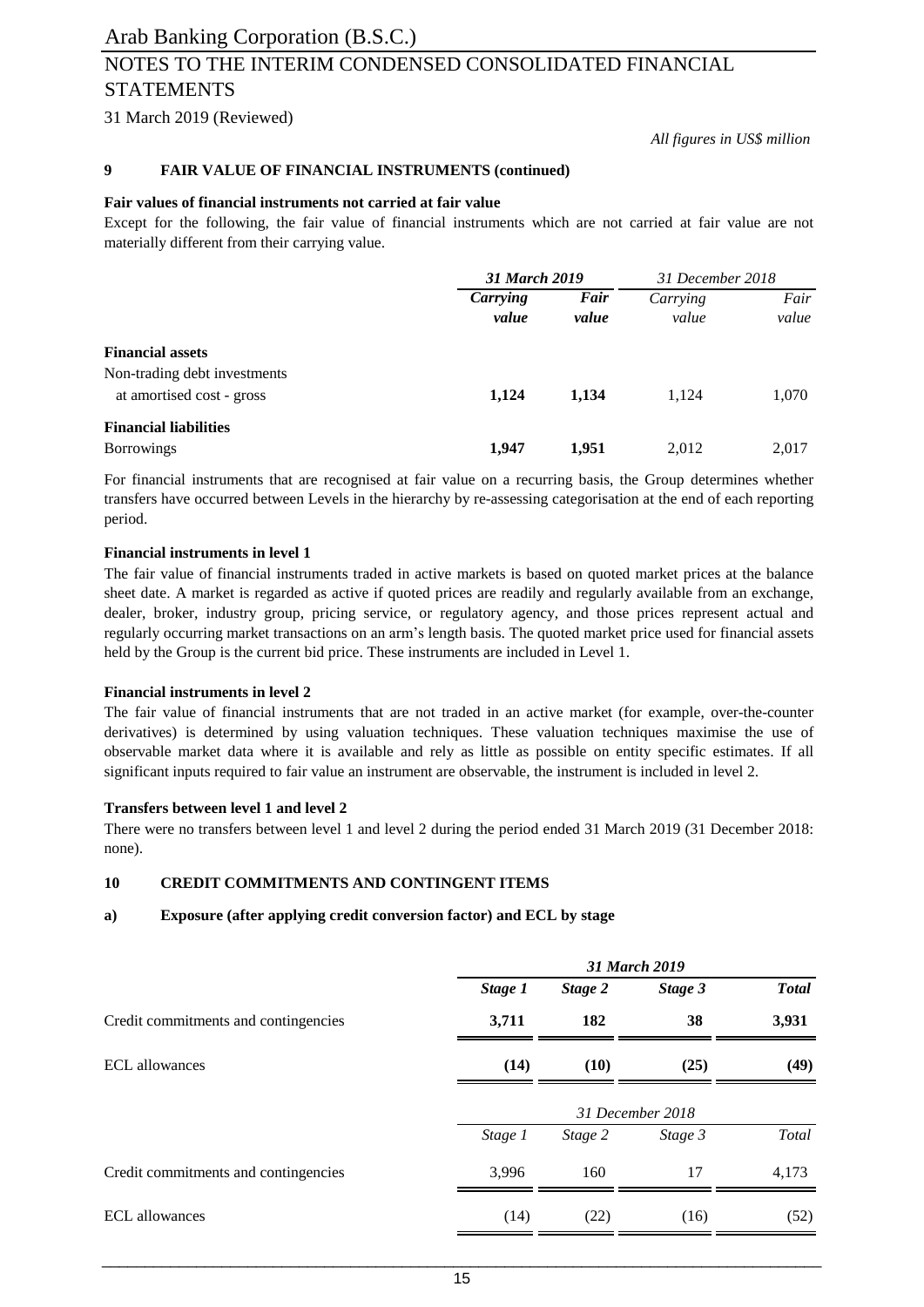*All figures in US$ million*

## 9 FAIR VALUE OF FINANCIAL INSTRUMENTS (continued)

**Fair values of financial instruments not carried at fair value**

Except for the following, the fair value of financial instruments which are not carried at fair value are not materially different from their carrying value.

| | ***31 March 2019*** | | *31 December 2018* | |
|---|---|---|---|---|
| | ***Carrying value*** | ***Fair value*** | *Carrying value* | *Fair value* |
| **Financial assets** | | | | |
| Non-trading debt investments at amortised cost - gross | **1,124** | **1,134** | 1,124 | 1,070 |
| **Financial liabilities** | | | | |
| Borrowings | **1,947** | **1,951** | 2,012 | 2,017 |

For financial instruments that are recognised at fair value on a recurring basis, the Group determines whether transfers have occurred between Levels in the hierarchy by re-assessing categorisation at the end of each reporting period.

**Financial instruments in level 1**

The fair value of financial instruments traded in active markets is based on quoted market prices at the balance sheet date. A market is regarded as active if quoted prices are readily and regularly available from an exchange, dealer, broker, industry group, pricing service, or regulatory agency, and those prices represent actual and regularly occurring market transactions on an arm's length basis. The quoted market price used for financial assets held by the Group is the current bid price. These instruments are included in Level 1.

**Financial instruments in level 2**

The fair value of financial instruments that are not traded in an active market (for example, over-the-counter derivatives) is determined by using valuation techniques. These valuation techniques maximise the use of observable market data where it is available and rely as little as possible on entity specific estimates. If all significant inputs required to fair value an instrument are observable, the instrument is included in level 2.

**Transfers between level 1 and level 2**

There were no transfers between level 1 and level 2 during the period ended 31 March 2019 (31 December 2018: none).

## 10 CREDIT COMMITMENTS AND CONTINGENT ITEMS

### a) Exposure (after applying credit conversion factor) and ECL by stage

| | ***31 March 2019*** | | | |
|---|---|---|---|---|
| | ***Stage 1*** | ***Stage 2*** | ***Stage 3*** | ***Total*** |
| Credit commitments and contingencies | **3,711** | **182** | **38** | **3,931** |
| ECL allowances | **(14)** | **(10)** | **(25)** | **(49)** |

| | *31 December 2018* | | | |
|---|---|---|---|---|
| | *Stage 1* | *Stage 2* | *Stage 3* | *Total* |
| Credit commitments and contingencies | 3,996 | 160 | 17 | 4,173 |
| ECL allowances | (14) | (22) | (16) | (52) |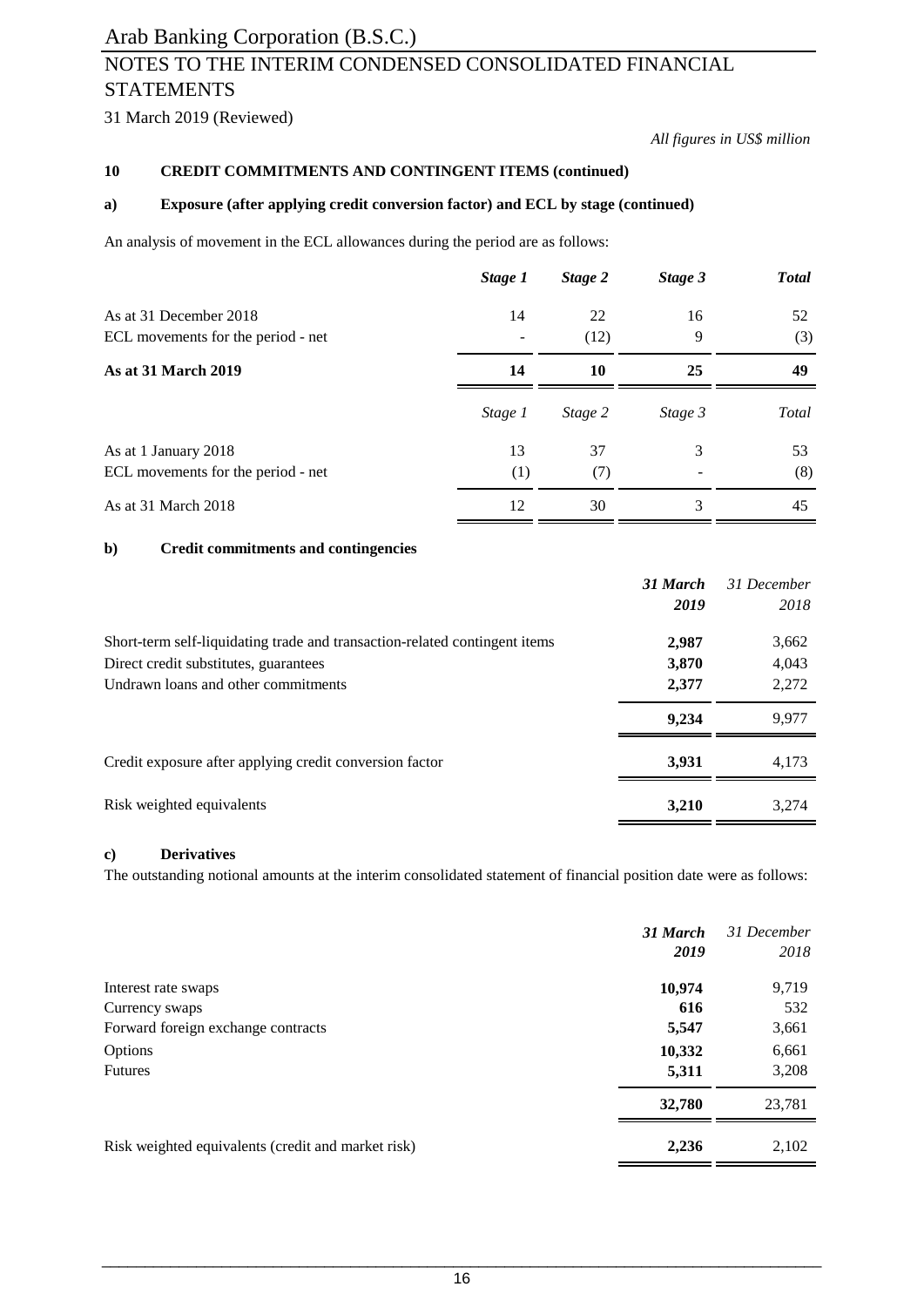*All figures in US$ million*

## 10 CREDIT COMMITMENTS AND CONTINGENT ITEMS (continued)

### a) Exposure (after applying credit conversion factor) and ECL by stage (continued)

An analysis of movement in the ECL allowances during the period are as follows:

| | *Stage 1* | *Stage 2* | *Stage 3* | *Total* |
|---|---|---|---|---|
| As at 31 December 2018 | 14 | 22 | 16 | 52 |
| ECL movements for the period - net | - | (12) | 9 | (3) |
| **As at 31 March 2019** | **14** | **10** | **25** | **49** |

| | *Stage 1* | *Stage 2* | *Stage 3* | *Total* |
|---|---|---|---|---|
| As at 1 January 2018 | 13 | 37 | 3 | 53 |
| ECL movements for the period - net | (1) | (7) | - | (8) |
| As at 31 March 2018 | 12 | 30 | 3 | 45 |

### b) Credit commitments and contingencies

| | *31 March 2019* | *31 December 2018* |
|---|---|---|
| Short-term self-liquidating trade and transaction-related contingent items | **2,987** | 3,662 |
| Direct credit substitutes, guarantees | **3,870** | 4,043 |
| Undrawn loans and other commitments | **2,377** | 2,272 |
| | **9,234** | 9,977 |
| Credit exposure after applying credit conversion factor | **3,931** | 4,173 |
| Risk weighted equivalents | **3,210** | 3,274 |

### c) Derivatives

The outstanding notional amounts at the interim consolidated statement of financial position date were as follows:

| | *31 March 2019* | *31 December 2018* |
|---|---|---|
| Interest rate swaps | **10,974** | 9,719 |
| Currency swaps | **616** | 532 |
| Forward foreign exchange contracts | **5,547** | 3,661 |
| Options | **10,332** | 6,661 |
| Futures | **5,311** | 3,208 |
| | **32,780** | 23,781 |
| Risk weighted equivalents (credit and market risk) | **2,236** | 2,102 |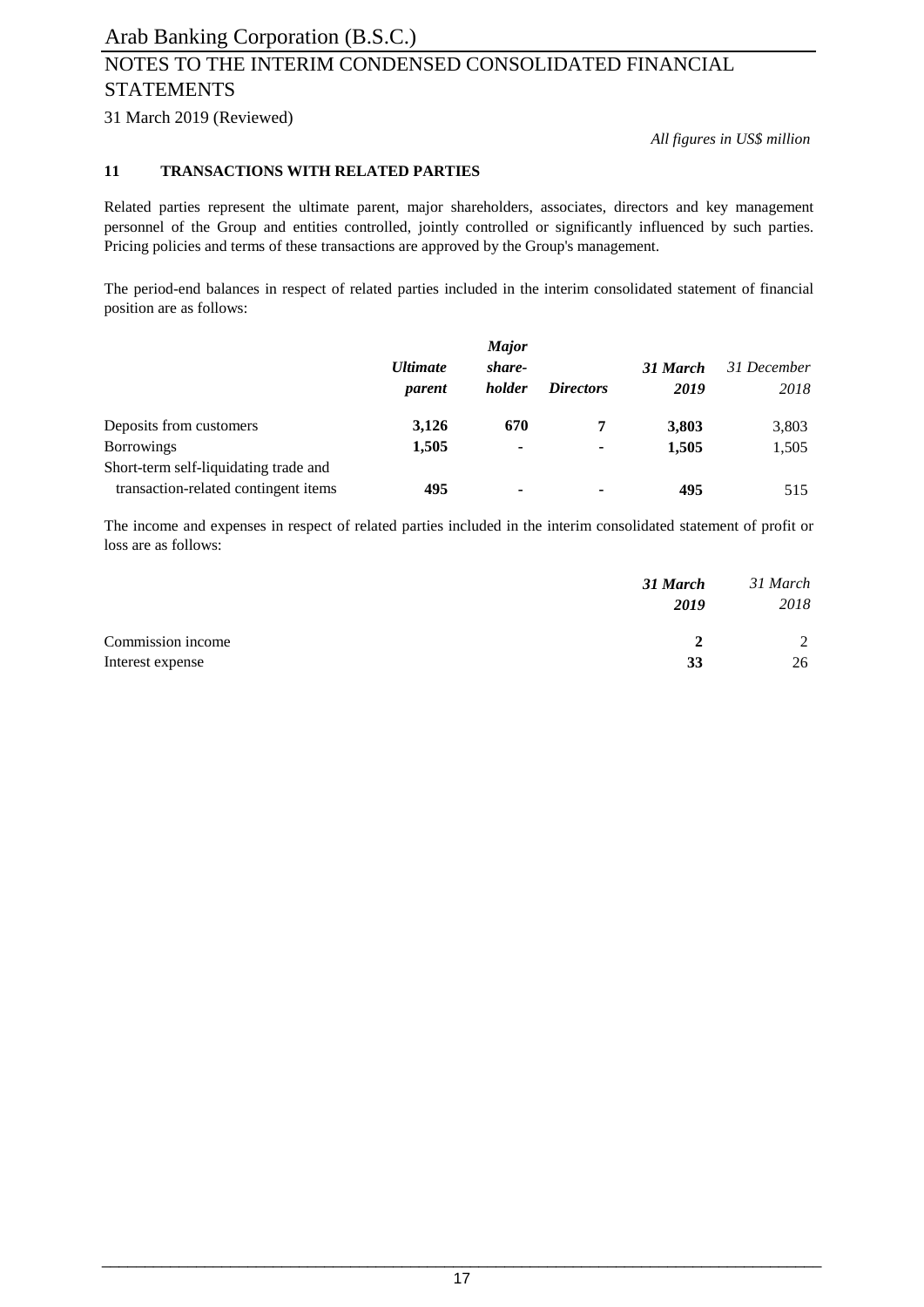Arab Banking Corporation (B.S.C.)

# NOTES TO THE INTERIM CONDENSED CONSOLIDATED FINANCIAL STATEMENTS

31 March 2019 (Reviewed)

*All figures in US$ million*

## 11 TRANSACTIONS WITH RELATED PARTIES

Related parties represent the ultimate parent, major shareholders, associates, directors and key management personnel of the Group and entities controlled, jointly controlled or significantly influenced by such parties. Pricing policies and terms of these transactions are approved by the Group's management.

The period-end balances in respect of related parties included in the interim consolidated statement of financial position are as follows:

| | ***Ultimate parent*** | ***Major share-holder*** | ***Directors*** | ***31 March 2019*** | *31 December 2018* |
|---|---|---|---|---|---|
| Deposits from customers | **3,126** | **670** | **7** | **3,803** | 3,803 |
| Borrowings | **1,505** | **-** | **-** | **1,505** | 1,505 |
| Short-term self-liquidating trade and transaction-related contingent items | **495** | **-** | **-** | **495** | 515 |

The income and expenses in respect of related parties included in the interim consolidated statement of profit or loss are as follows:

| | ***31 March 2019*** | *31 March 2018* |
|---|---|---|
| Commission income | **2** | 2 |
| Interest expense | **33** | 26 |